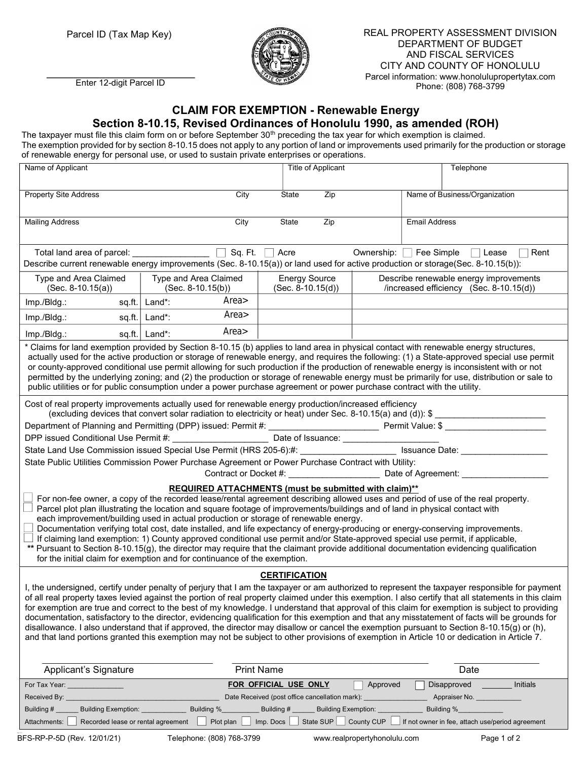Parcel ID (Tax Map Key)

\_\_\_\_\_\_\_\_\_\_\_\_\_\_\_\_\_\_\_\_\_\_\_\_
Enter 12-digit Parcel ID

REAL PROPERTY ASSESSMENT DIVISION
DEPARTMENT OF BUDGET
AND FISCAL SERVICES
CITY AND COUNTY OF HONOLULU
Parcel information: www.honolulupropertytax.com
Phone: (808) 768-3799

## CLAIM FOR EXEMPTION - Renewable Energy
## Section 8-10.15, Revised Ordinances of Honolulu 1990, as amended (ROH)

The taxpayer must file this claim form on or before September 30th preceding the tax year for which exemption is claimed.
The exemption provided for by section 8-10.15 does not apply to any portion of land or improvements used primarily for the production or storage of renewable energy for personal use, or used to sustain private enterprises or operations.

| Name of Applicant | | | | Title of Applicant | Telephone |
|---|---|---|---|---|---|
| Property Site Address | City | State | Zip | Name of Business/Organization | |
| Mailing Address | City | State | Zip | Email Address | |

Total land area of parcel: \_\_\_\_\_\_\_\_\_\_\_\_\_\_\_ ☐ Sq. Ft. ☐ Acre     Ownership: ☐ Fee Simple ☐ Lease ☐ Rent

Describe current renewable energy improvements (Sec. 8-10.15(a)) or land used for active production or storage(Sec. 8-10.15(b)):

| Type and Area Claimed (Sec. 8-10.15(a)) | Type and Area Claimed (Sec. 8-10.15(b)) | Energy Source (Sec. 8-10.15(d)) | Describe renewable energy improvements /increased efficiency (Sec. 8-10.15(d)) |
|---|---|---|---|
| Imp./Bldg.: sq.ft. | Land*: Area> | | |
| Imp./Bldg.: sq.ft. | Land*: Area> | | |
| Imp./Bldg.: sq.ft. | Land*: Area> | | |

\* Claims for land exemption provided by Section 8-10.15 (b) applies to land area in physical contact with renewable energy structures, actually used for the active production or storage of renewable energy, and requires the following: (1) a State-approved special use permit or county-approved conditional use permit allowing for such production if the production of renewable energy is inconsistent with or not permitted by the underlying zoning; and (2) the production or storage of renewable energy must be primarily for use, distribution or sale to public utilities or for public consumption under a power purchase agreement or power purchase contract with the utility.

Cost of real property improvements actually used for renewable energy production/increased efficiency
(excluding devices that convert solar radiation to electricity or heat) under Sec. 8-10.15(a) and (d)): $ \_\_\_\_\_\_\_\_\_\_\_\_\_\_\_\_\_\_\_\_\_\_

Department of Planning and Permitting (DPP) issued: Permit #: \_\_\_\_\_\_\_\_\_\_\_\_\_\_\_\_\_\_\_\_\_\_ Permit Value: $ \_\_\_\_\_\_\_\_\_\_\_\_\_\_\_\_\_\_\_\_

DPP issued Conditional Use Permit #: \_\_\_\_\_\_\_\_\_\_\_\_\_\_\_\_\_\_\_ Date of Issuance: \_\_\_\_\_\_\_\_\_\_\_\_\_\_\_\_\_\_\_

State Land Use Commission issued Special Use Permit (HRS 205-6):#: \_\_\_\_\_\_\_\_\_\_\_\_\_\_\_\_\_\_\_ Issuance Date: \_\_\_\_\_\_\_\_\_\_\_\_\_\_\_\_\_\_

State Public Utilities Commission Power Purchase Agreement or Power Purchase Contract with Utility:
Contract or Docket #: \_\_\_\_\_\_\_\_\_\_\_\_\_\_\_\_\_\_ Date of Agreement: \_\_\_\_\_\_\_\_\_\_\_\_\_\_\_\_\_\_

### REQUIRED ATTACHMENTS (must be submitted with claim)**

- ☐ For non-fee owner, a copy of the recorded lease/rental agreement describing allowed uses and period of use of the real property.
- ☐ Parcel plot plan illustrating the location and square footage of improvements/buildings and of land in physical contact with each improvement/building used in actual production or storage of renewable energy.
- ☐ Documentation verifying total cost, date installed, and life expectancy of energy-producing or energy-conserving improvements.
- ☐ If claiming land exemption: 1) County approved conditional use permit and/or State-approved special use permit, if applicable,

** Pursuant to Section 8-10.15(g), the director may require that the claimant provide additional documentation evidencing qualification for the initial claim for exemption and for continuance of the exemption.

### CERTIFICATION

I, the undersigned, certify under penalty of perjury that I am the taxpayer or am authorized to represent the taxpayer responsible for payment of all real property taxes levied against the portion of real property claimed under this exemption. I also certify that all statements in this claim for exemption are true and correct to the best of my knowledge. I understand that approval of this claim for exemption is subject to providing documentation, satisfactory to the director, evidencing qualification for this exemption and that any misstatement of facts will be grounds for disallowance. I also understand that if approved, the director may disallow or cancel the exemption pursuant to Section 8-10.15(g) or (h), and that land portions granted this exemption may not be subject to other provisions of exemption in Article 10 or dedication in Article 7.

\_\_\_\_\_\_\_\_\_\_\_\_\_\_\_\_\_\_\_\_\_\_\_\_ \_\_\_\_\_\_\_\_\_\_\_\_\_\_\_\_\_\_\_\_\_\_\_\_ \_\_\_\_\_\_\_\_\_\_\_\_\_\_
Applicant's Signature     Print Name     Date

For Tax Year: \_\_\_\_\_\_\_\_\_\_\_\_\_\_     **FOR OFFICIAL USE ONLY**     ☐ Approved ☐ Disapproved \_\_\_\_\_\_\_ Initials

Received By: \_\_\_\_\_\_\_\_\_\_\_\_\_\_\_\_\_\_\_\_\_\_\_\_\_\_\_\_\_\_\_\_ Date Received (post office cancellation mark): \_\_\_\_\_\_\_\_\_\_\_\_\_\_\_\_ Appraiser No. \_\_\_\_\_\_\_\_\_\_\_\_

Building # \_\_\_\_\_\_ Building Exemption: \_\_\_\_\_\_\_\_\_\_\_\_ Building %\_\_\_\_\_\_\_\_\_\_ Building # \_\_\_\_\_\_ Building Exemption: \_\_\_\_\_\_\_\_\_\_\_\_ Building %\_\_\_\_\_\_\_\_\_\_

Attachments: ☐ Recorded lease or rental agreement ☐ Plot plan ☐ Imp. Docs ☐ State SUP ☐ County CUP ☐ If not owner in fee, attach use/period agreement

BFS-RP-P-5D (Rev. 12/01/21)     Telephone: (808) 768-3799     www.realpropertyhonolulu.com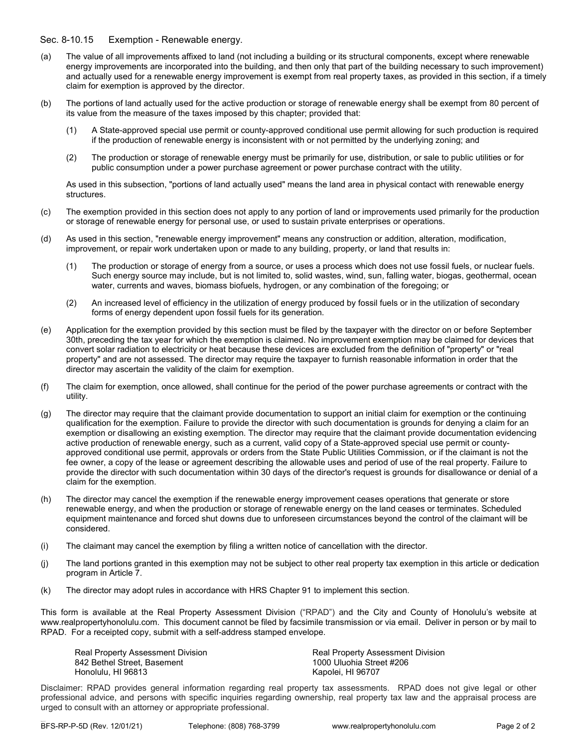## Sec. 8-10.15 Exemption - Renewable energy.

(a) The value of all improvements affixed to land (not including a building or its structural components, except where renewable energy improvements are incorporated into the building, and then only that part of the building necessary to such improvement) and actually used for a renewable energy improvement is exempt from real property taxes, as provided in this section, if a timely claim for exemption is approved by the director.

(b) The portions of land actually used for the active production or storage of renewable energy shall be exempt from 80 percent of its value from the measure of the taxes imposed by this chapter; provided that:

(1) A State-approved special use permit or county-approved conditional use permit allowing for such production is required if the production of renewable energy is inconsistent with or not permitted by the underlying zoning; and

(2) The production or storage of renewable energy must be primarily for use, distribution, or sale to public utilities or for public consumption under a power purchase agreement or power purchase contract with the utility.

As used in this subsection, "portions of land actually used" means the land area in physical contact with renewable energy structures.

(c) The exemption provided in this section does not apply to any portion of land or improvements used primarily for the production or storage of renewable energy for personal use, or used to sustain private enterprises or operations.

(d) As used in this section, "renewable energy improvement" means any construction or addition, alteration, modification, improvement, or repair work undertaken upon or made to any building, property, or land that results in:

(1) The production or storage of energy from a source, or uses a process which does not use fossil fuels, or nuclear fuels. Such energy source may include, but is not limited to, solid wastes, wind, sun, falling water, biogas, geothermal, ocean water, currents and waves, biomass biofuels, hydrogen, or any combination of the foregoing; or

(2) An increased level of efficiency in the utilization of energy produced by fossil fuels or in the utilization of secondary forms of energy dependent upon fossil fuels for its generation.

(e) Application for the exemption provided by this section must be filed by the taxpayer with the director on or before September 30th, preceding the tax year for which the exemption is claimed. No improvement exemption may be claimed for devices that convert solar radiation to electricity or heat because these devices are excluded from the definition of "property" or "real property" and are not assessed. The director may require the taxpayer to furnish reasonable information in order that the director may ascertain the validity of the claim for exemption.

(f) The claim for exemption, once allowed, shall continue for the period of the power purchase agreements or contract with the utility.

(g) The director may require that the claimant provide documentation to support an initial claim for exemption or the continuing qualification for the exemption. Failure to provide the director with such documentation is grounds for denying a claim for an exemption or disallowing an existing exemption. The director may require that the claimant provide documentation evidencing active production of renewable energy, such as a current, valid copy of a State-approved special use permit or county-approved conditional use permit, approvals or orders from the State Public Utilities Commission, or if the claimant is not the fee owner, a copy of the lease or agreement describing the allowable uses and period of use of the real property. Failure to provide the director with such documentation within 30 days of the director's request is grounds for disallowance or denial of a claim for the exemption.

(h) The director may cancel the exemption if the renewable energy improvement ceases operations that generate or store renewable energy, and when the production or storage of renewable energy on the land ceases or terminates. Scheduled equipment maintenance and forced shut downs due to unforeseen circumstances beyond the control of the claimant will be considered.

(i) The claimant may cancel the exemption by filing a written notice of cancellation with the director.

(j) The land portions granted in this exemption may not be subject to other real property tax exemption in this article or dedication program in Article 7.

(k) The director may adopt rules in accordance with HRS Chapter 91 to implement this section.

This form is available at the Real Property Assessment Division ("RPAD") and the City and County of Honolulu's website at www.realpropertyhonolulu.com. This document cannot be filed by facsimile transmission or via email. Deliver in person or by mail to RPAD. For a receipted copy, submit with a self-address stamped envelope.

Real Property Assessment Division
842 Bethel Street, Basement
Honolulu, HI 96813

Real Property Assessment Division
1000 Uluohia Street #206
Kapolei, HI 96707

Disclaimer: RPAD provides general information regarding real property tax assessments. RPAD does not give legal or other professional advice, and persons with specific inquiries regarding ownership, real property tax law and the appraisal process are urged to consult with an attorney or appropriate professional.

BFS-RP-P-5D (Rev. 12/01/21) Telephone: (808) 768-3799 www.realpropertyhonolulu.com